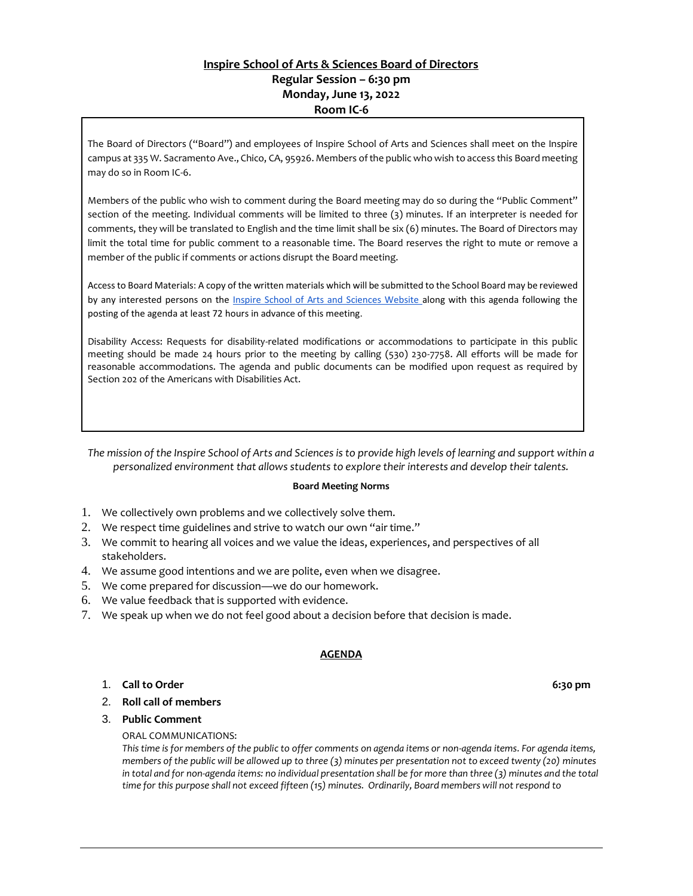# Inspire School of Arts & Sciences Board of Directors

**Regular Session – 6:30 pm**
**Monday, June 13, 2022**
**Room IC-6**

The Board of Directors ("Board") and employees of Inspire School of Arts and Sciences shall meet on the Inspire campus at 335 W. Sacramento Ave., Chico, CA, 95926. Members of the public who wish to access this Board meeting may do so in Room IC-6.

Members of the public who wish to comment during the Board meeting may do so during the "Public Comment" section of the meeting. Individual comments will be limited to three (3) minutes. If an interpreter is needed for comments, they will be translated to English and the time limit shall be six (6) minutes. The Board of Directors may limit the total time for public comment to a reasonable time. The Board reserves the right to mute or remove a member of the public if comments or actions disrupt the Board meeting.

Access to Board Materials: A copy of the written materials which will be submitted to the School Board may be reviewed by any interested persons on the Inspire School of Arts and Sciences Website along with this agenda following the posting of the agenda at least 72 hours in advance of this meeting.

Disability Access: Requests for disability-related modifications or accommodations to participate in this public meeting should be made 24 hours prior to the meeting by calling (530) 230-7758. All efforts will be made for reasonable accommodations. The agenda and public documents can be modified upon request as required by Section 202 of the Americans with Disabilities Act.

*The mission of the Inspire School of Arts and Sciences is to provide high levels of learning and support within a personalized environment that allows students to explore their interests and develop their talents.*

**Board Meeting Norms**

1. We collectively own problems and we collectively solve them.
2. We respect time guidelines and strive to watch our own "air time."
3. We commit to hearing all voices and we value the ideas, experiences, and perspectives of all stakeholders.
4. We assume good intentions and we are polite, even when we disagree.
5. We come prepared for discussion—we do our homework.
6. We value feedback that is supported with evidence.
7. We speak up when we do not feel good about a decision before that decision is made.

## AGENDA

1. **Call to Order** **6:30 pm**
2. **Roll call of members**
3. **Public Comment**

   ORAL COMMUNICATIONS:

   *This time is for members of the public to offer comments on agenda items or non-agenda items. For agenda items, members of the public will be allowed up to three (3) minutes per presentation not to exceed twenty (20) minutes in total and for non-agenda items: no individual presentation shall be for more than three (3) minutes and the total time for this purpose shall not exceed fifteen (15) minutes. Ordinarily, Board members will not respond to*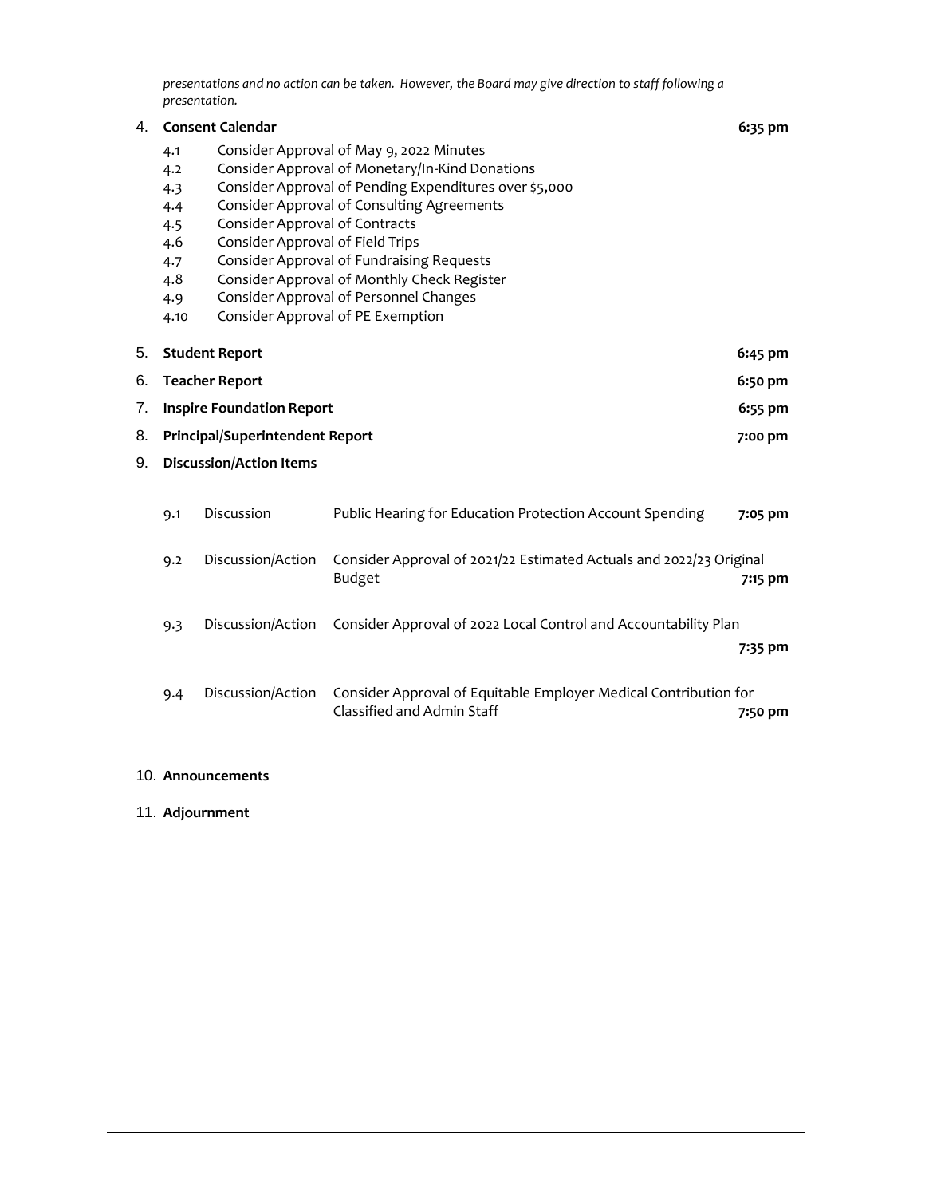*presentations and no action can be taken. However, the Board may give direction to staff following a presentation.*

4. **Consent Calendar** **6:35 pm**
   - 4.1 Consider Approval of May 9, 2022 Minutes
   - 4.2 Consider Approval of Monetary/In-Kind Donations
   - 4.3 Consider Approval of Pending Expenditures over $5,000
   - 4.4 Consider Approval of Consulting Agreements
   - 4.5 Consider Approval of Contracts
   - 4.6 Consider Approval of Field Trips
   - 4.7 Consider Approval of Fundraising Requests
   - 4.8 Consider Approval of Monthly Check Register
   - 4.9 Consider Approval of Personnel Changes
   - 4.10 Consider Approval of PE Exemption
5. **Student Report** **6:45 pm**
6. **Teacher Report** **6:50 pm**
7. **Inspire Foundation Report** **6:55 pm**
8. **Principal/Superintendent Report** **7:00 pm**
9. **Discussion/Action Items**

| | | | |
|---|---|---|---|
| 9.1 | Discussion | Public Hearing for Education Protection Account Spending | **7:05 pm** |
| 9.2 | Discussion/Action | Consider Approval of 2021/22 Estimated Actuals and 2022/23 Original Budget | **7:15 pm** |
| 9.3 | Discussion/Action | Consider Approval of 2022 Local Control and Accountability Plan | **7:35 pm** |
| 9.4 | Discussion/Action | Consider Approval of Equitable Employer Medical Contribution for Classified and Admin Staff | **7:50 pm** |

10. **Announcements**
11. **Adjournment**